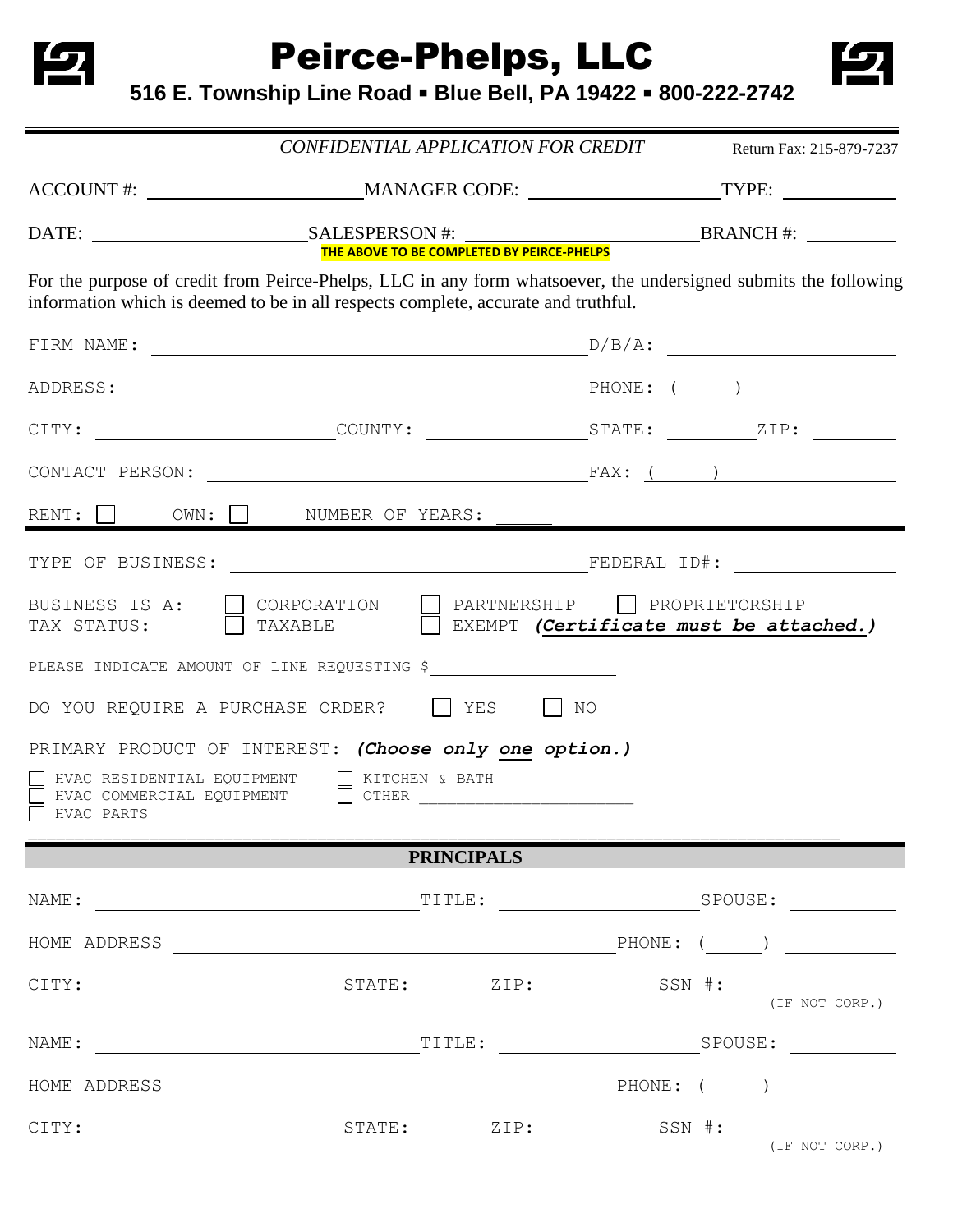# Peirce-Phelps, LLC

**516 E. Township Line Road ▪ Blue Bell, PA 19422 ▪ 800-222-2742**

*CONFIDENTIAL APPLICATION FOR CREDIT* — Return Fax: 215-879-7237

ACCOUNT #: ____________ MANAGER CODE: ____________ TYPE: ________

DATE: ____________ SALESPERSON #: ____________ BRANCH #: ________

**THE ABOVE TO BE COMPLETED BY PEIRCE-PHELPS**

For the purpose of credit from Peirce-Phelps, LLC in any form whatsoever, the undersigned submits the following information which is deemed to be in all respects complete, accurate and truthful.

FIRM NAME: ____________________ D/B/A: ____________

ADDRESS: ____________________ PHONE: ( ) ____________

CITY: ____________ COUNTY: ____________ STATE: ________ ZIP: ________

CONTACT PERSON: ____________________ FAX: ( ) ____________

RENT: ☐ OWN: ☐ NUMBER OF YEARS: ______

TYPE OF BUSINESS: ____________________ FEDERAL ID#: ____________

BUSINESS IS A: ☐ CORPORATION ☐ PARTNERSHIP ☐ PROPRIETORSHIP

TAX STATUS: ☐ TAXABLE ☐ EXEMPT ***(Certificate must be attached.)***

PLEASE INDICATE AMOUNT OF LINE REQUESTING $ ____________

DO YOU REQUIRE A PURCHASE ORDER? ☐ YES ☐ NO

PRIMARY PRODUCT OF INTEREST: ***(Choose only one option.)***

☐ HVAC RESIDENTIAL EQUIPMENT ☐ KITCHEN & BATH
☐ HVAC COMMERCIAL EQUIPMENT ☐ OTHER ____________
☐ HVAC PARTS

## PRINCIPALS

NAME: ____________________ TITLE: ____________ SPOUSE: ________

HOME ADDRESS ____________________ PHONE: ( ) ________

CITY: ____________ STATE: ______ ZIP: ________ SSN #: ____________ (IF NOT CORP.)

NAME: ____________________ TITLE: ____________ SPOUSE: ________

HOME ADDRESS ____________________ PHONE: ( ) ________

CITY: ____________ STATE: ______ ZIP: ________ SSN #: ____________ (IF NOT CORP.)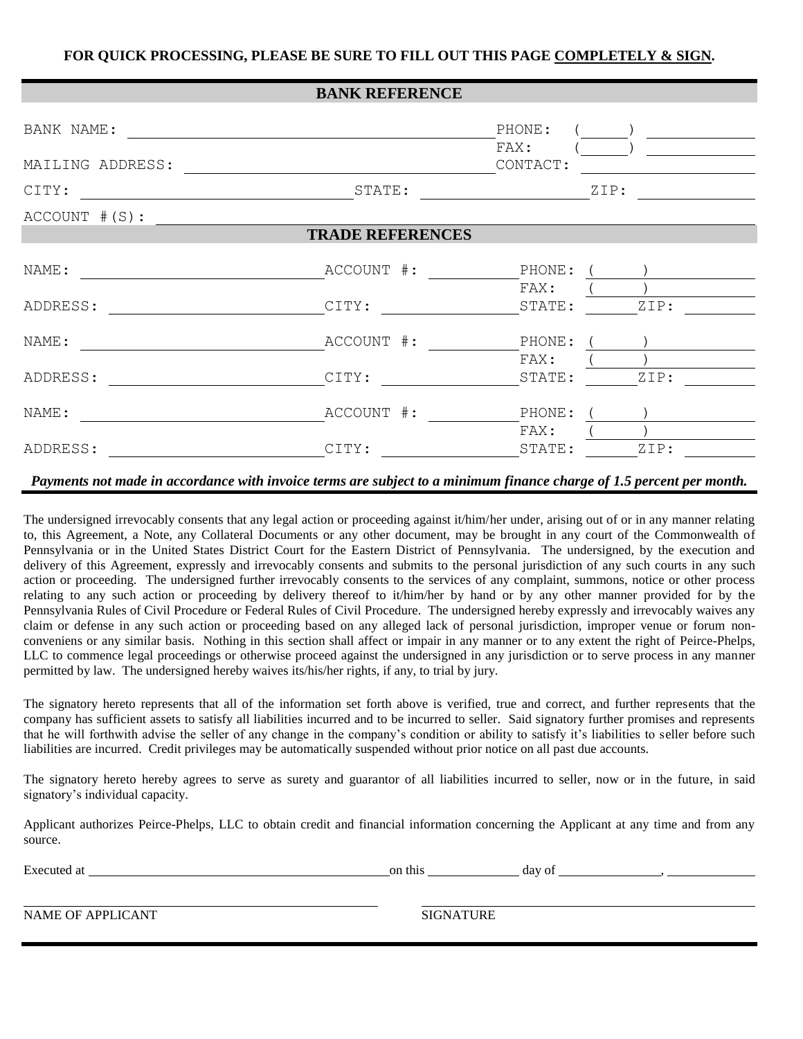**FOR QUICK PROCESSING, PLEASE BE SURE TO FILL OUT THIS PAGE COMPLETELY & SIGN.**

## BANK REFERENCE

BANK NAME: ______________________________ PHONE: (    ) __________
FAX: (    ) __________
MAILING ADDRESS: ______________________________ CONTACT: __________
CITY: ______________ STATE: ______________ ZIP: __________
ACCOUNT #(S): ______________________________

## TRADE REFERENCES

NAME: ______________ ACCOUNT #: __________ PHONE: (    ) __________
FAX: (    ) __________
ADDRESS: ______________ CITY: __________ STATE: ______ ZIP: ______

NAME: ______________ ACCOUNT #: __________ PHONE: (    ) __________
FAX: (    ) __________
ADDRESS: ______________ CITY: __________ STATE: ______ ZIP: ______

NAME: ______________ ACCOUNT #: __________ PHONE: (    ) __________
FAX: (    ) __________
ADDRESS: ______________ CITY: __________ STATE: ______ ZIP: ______

***Payments not made in accordance with invoice terms are subject to a minimum finance charge of 1.5 percent per month.***

The undersigned irrevocably consents that any legal action or proceeding against it/him/her under, arising out of or in any manner relating to, this Agreement, a Note, any Collateral Documents or any other document, may be brought in any court of the Commonwealth of Pennsylvania or in the United States District Court for the Eastern District of Pennsylvania. The undersigned, by the execution and delivery of this Agreement, expressly and irrevocably consents and submits to the personal jurisdiction of any such courts in any such action or proceeding. The undersigned further irrevocably consents to the services of any complaint, summons, notice or other process relating to any such action or proceeding by delivery thereof to it/him/her by hand or by any other manner provided for by the Pennsylvania Rules of Civil Procedure or Federal Rules of Civil Procedure. The undersigned hereby expressly and irrevocably waives any claim or defense in any such action or proceeding based on any alleged lack of personal jurisdiction, improper venue or forum non-conveniens or any similar basis. Nothing in this section shall affect or impair in any manner or to any extent the right of Peirce-Phelps, LLC to commence legal proceedings or otherwise proceed against the undersigned in any jurisdiction or to serve process in any manner permitted by law. The undersigned hereby waives its/his/her rights, if any, to trial by jury.

The signatory hereto represents that all of the information set forth above is verified, true and correct, and further represents that the company has sufficient assets to satisfy all liabilities incurred and to be incurred to seller. Said signatory further promises and represents that he will forthwith advise the seller of any change in the company's condition or ability to satisfy it's liabilities to seller before such liabilities are incurred. Credit privileges may be automatically suspended without prior notice on all past due accounts.

The signatory hereto hereby agrees to serve as surety and guarantor of all liabilities incurred to seller, now or in the future, in said signatory's individual capacity.

Applicant authorizes Peirce-Phelps, LLC to obtain credit and financial information concerning the Applicant at any time and from any source.

Executed at ______________________________ on this __________ day of ______________, __________

______________________________ ______________________________
NAME OF APPLICANT SIGNATURE